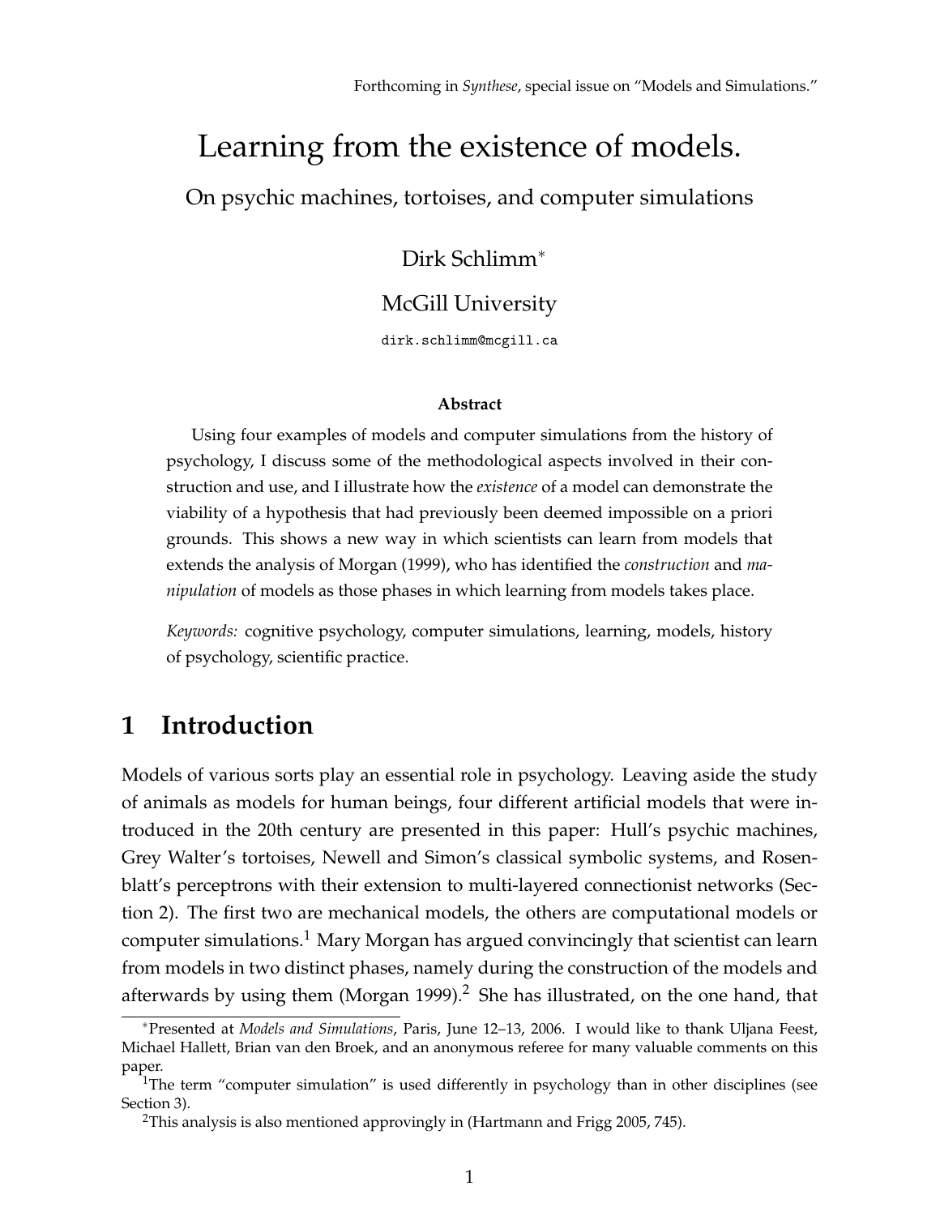Forthcoming in *Synthese*, special issue on "Models and Simulations."

# Learning from the existence of models.

## On psychic machines, tortoises, and computer simulations

Dirk Schlimm*

McGill University

dirk.schlimm@mcgill.ca

**Abstract**

Using four examples of models and computer simulations from the history of psychology, I discuss some of the methodological aspects involved in their construction and use, and I illustrate how the *existence* of a model can demonstrate the viability of a hypothesis that had previously been deemed impossible on a priori grounds. This shows a new way in which scientists can learn from models that extends the analysis of Morgan (1999), who has identified the *construction* and *manipulation* of models as those phases in which learning from models takes place.

*Keywords:* cognitive psychology, computer simulations, learning, models, history of psychology, scientific practice.

## 1 Introduction

Models of various sorts play an essential role in psychology. Leaving aside the study of animals as models for human beings, four different artificial models that were introduced in the 20th century are presented in this paper: Hull's psychic machines, Grey Walter's tortoises, Newell and Simon's classical symbolic systems, and Rosenblatt's perceptrons with their extension to multi-layered connectionist networks (Section 2). The first two are mechanical models, the others are computational models or computer simulations.[1] Mary Morgan has argued convincingly that scientist can learn from models in two distinct phases, namely during the construction of the models and afterwards by using them (Morgan 1999).[2] She has illustrated, on the one hand, that

---

*Presented at *Models and Simulations*, Paris, June 12–13, 2006. I would like to thank Uljana Feest, Michael Hallett, Brian van den Broek, and an anonymous referee for many valuable comments on this paper.

[1]The term "computer simulation" is used differently in psychology than in other disciplines (see Section 3).

[2]This analysis is also mentioned approvingly in (Hartmann and Frigg 2005, 745).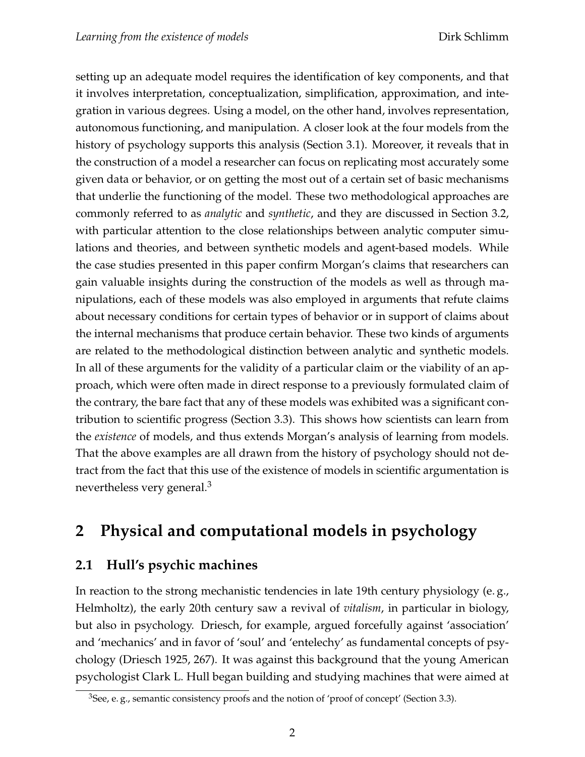setting up an adequate model requires the identification of key components, and that it involves interpretation, conceptualization, simplification, approximation, and integration in various degrees. Using a model, on the other hand, involves representation, autonomous functioning, and manipulation. A closer look at the four models from the history of psychology supports this analysis (Section 3.1). Moreover, it reveals that in the construction of a model a researcher can focus on replicating most accurately some given data or behavior, or on getting the most out of a certain set of basic mechanisms that underlie the functioning of the model. These two methodological approaches are commonly referred to as *analytic* and *synthetic*, and they are discussed in Section 3.2, with particular attention to the close relationships between analytic computer simulations and theories, and between synthetic models and agent-based models. While the case studies presented in this paper confirm Morgan's claims that researchers can gain valuable insights during the construction of the models as well as through manipulations, each of these models was also employed in arguments that refute claims about necessary conditions for certain types of behavior or in support of claims about the internal mechanisms that produce certain behavior. These two kinds of arguments are related to the methodological distinction between analytic and synthetic models. In all of these arguments for the validity of a particular claim or the viability of an approach, which were often made in direct response to a previously formulated claim of the contrary, the bare fact that any of these models was exhibited was a significant contribution to scientific progress (Section 3.3). This shows how scientists can learn from the *existence* of models, and thus extends Morgan's analysis of learning from models. That the above examples are all drawn from the history of psychology should not detract from the fact that this use of the existence of models in scientific argumentation is nevertheless very general.[3]

## 2 Physical and computational models in psychology

### 2.1 Hull's psychic machines

In reaction to the strong mechanistic tendencies in late 19th century physiology (e. g., Helmholtz), the early 20th century saw a revival of *vitalism*, in particular in biology, but also in psychology. Driesch, for example, argued forcefully against 'association' and 'mechanics' and in favor of 'soul' and 'entelechy' as fundamental concepts of psychology (Driesch 1925, 267). It was against this background that the young American psychologist Clark L. Hull began building and studying machines that were aimed at

[3] See, e. g., semantic consistency proofs and the notion of 'proof of concept' (Section 3.3).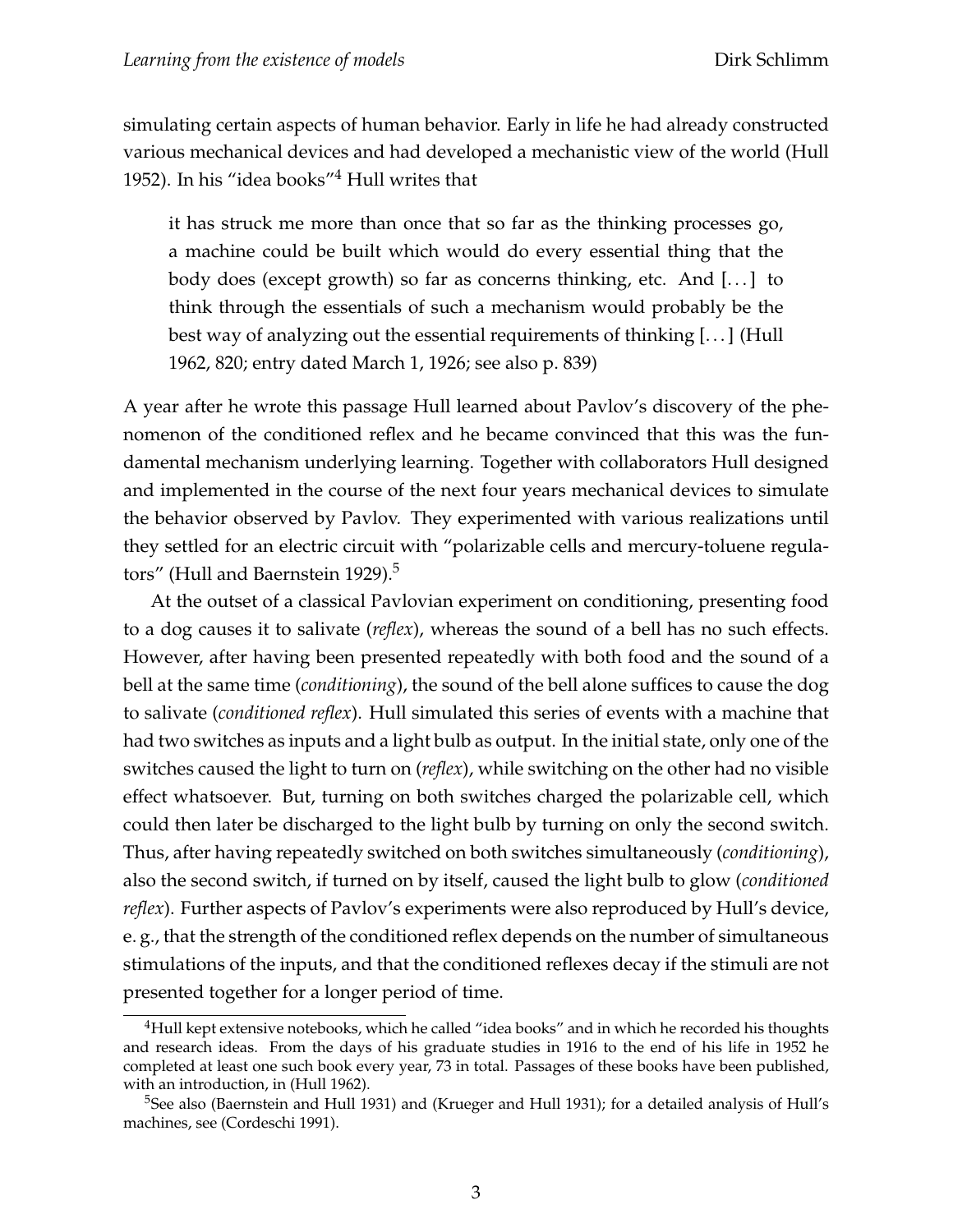simulating certain aspects of human behavior. Early in life he had already constructed various mechanical devices and had developed a mechanistic view of the world (Hull 1952). In his "idea books"[4] Hull writes that

> it has struck me more than once that so far as the thinking processes go, a machine could be built which would do every essential thing that the body does (except growth) so far as concerns thinking, etc. And [. . . ] to think through the essentials of such a mechanism would probably be the best way of analyzing out the essential requirements of thinking [. . . ] (Hull 1962, 820; entry dated March 1, 1926; see also p. 839)

A year after he wrote this passage Hull learned about Pavlov's discovery of the phenomenon of the conditioned reflex and he became convinced that this was the fundamental mechanism underlying learning. Together with collaborators Hull designed and implemented in the course of the next four years mechanical devices to simulate the behavior observed by Pavlov. They experimented with various realizations until they settled for an electric circuit with "polarizable cells and mercury-toluene regulators" (Hull and Baernstein 1929).[5]

At the outset of a classical Pavlovian experiment on conditioning, presenting food to a dog causes it to salivate (*reflex*), whereas the sound of a bell has no such effects. However, after having been presented repeatedly with both food and the sound of a bell at the same time (*conditioning*), the sound of the bell alone suffices to cause the dog to salivate (*conditioned reflex*). Hull simulated this series of events with a machine that had two switches as inputs and a light bulb as output. In the initial state, only one of the switches caused the light to turn on (*reflex*), while switching on the other had no visible effect whatsoever. But, turning on both switches charged the polarizable cell, which could then later be discharged to the light bulb by turning on only the second switch. Thus, after having repeatedly switched on both switches simultaneously (*conditioning*), also the second switch, if turned on by itself, caused the light bulb to glow (*conditioned reflex*). Further aspects of Pavlov's experiments were also reproduced by Hull's device, e. g., that the strength of the conditioned reflex depends on the number of simultaneous stimulations of the inputs, and that the conditioned reflexes decay if the stimuli are not presented together for a longer period of time.

---

[4] Hull kept extensive notebooks, which he called "idea books" and in which he recorded his thoughts and research ideas. From the days of his graduate studies in 1916 to the end of his life in 1952 he completed at least one such book every year, 73 in total. Passages of these books have been published, with an introduction, in (Hull 1962).

[5] See also (Baernstein and Hull 1931) and (Krueger and Hull 1931); for a detailed analysis of Hull's machines, see (Cordeschi 1991).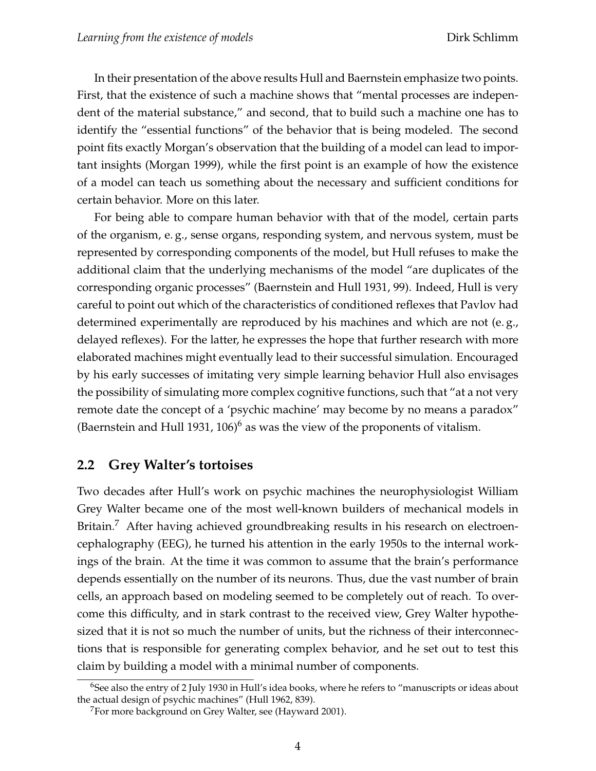In their presentation of the above results Hull and Baernstein emphasize two points. First, that the existence of such a machine shows that "mental processes are independent of the material substance," and second, that to build such a machine one has to identify the "essential functions" of the behavior that is being modeled. The second point fits exactly Morgan's observation that the building of a model can lead to important insights (Morgan 1999), while the first point is an example of how the existence of a model can teach us something about the necessary and sufficient conditions for certain behavior. More on this later.

For being able to compare human behavior with that of the model, certain parts of the organism, e. g., sense organs, responding system, and nervous system, must be represented by corresponding components of the model, but Hull refuses to make the additional claim that the underlying mechanisms of the model "are duplicates of the corresponding organic processes" (Baernstein and Hull 1931, 99). Indeed, Hull is very careful to point out which of the characteristics of conditioned reflexes that Pavlov had determined experimentally are reproduced by his machines and which are not (e. g., delayed reflexes). For the latter, he expresses the hope that further research with more elaborated machines might eventually lead to their successful simulation. Encouraged by his early successes of imitating very simple learning behavior Hull also envisages the possibility of simulating more complex cognitive functions, such that "at a not very remote date the concept of a 'psychic machine' may become by no means a paradox" (Baernstein and Hull 1931, 106)[6] as was the view of the proponents of vitalism.

## 2.2 Grey Walter's tortoises

Two decades after Hull's work on psychic machines the neurophysiologist William Grey Walter became one of the most well-known builders of mechanical models in Britain.[7] After having achieved groundbreaking results in his research on electroencephalography (EEG), he turned his attention in the early 1950s to the internal workings of the brain. At the time it was common to assume that the brain's performance depends essentially on the number of its neurons. Thus, due the vast number of brain cells, an approach based on modeling seemed to be completely out of reach. To overcome this difficulty, and in stark contrast to the received view, Grey Walter hypothesized that it is not so much the number of units, but the richness of their interconnections that is responsible for generating complex behavior, and he set out to test this claim by building a model with a minimal number of components.

---

[6] See also the entry of 2 July 1930 in Hull's idea books, where he refers to "manuscripts or ideas about the actual design of psychic machines" (Hull 1962, 839).

[7] For more background on Grey Walter, see (Hayward 2001).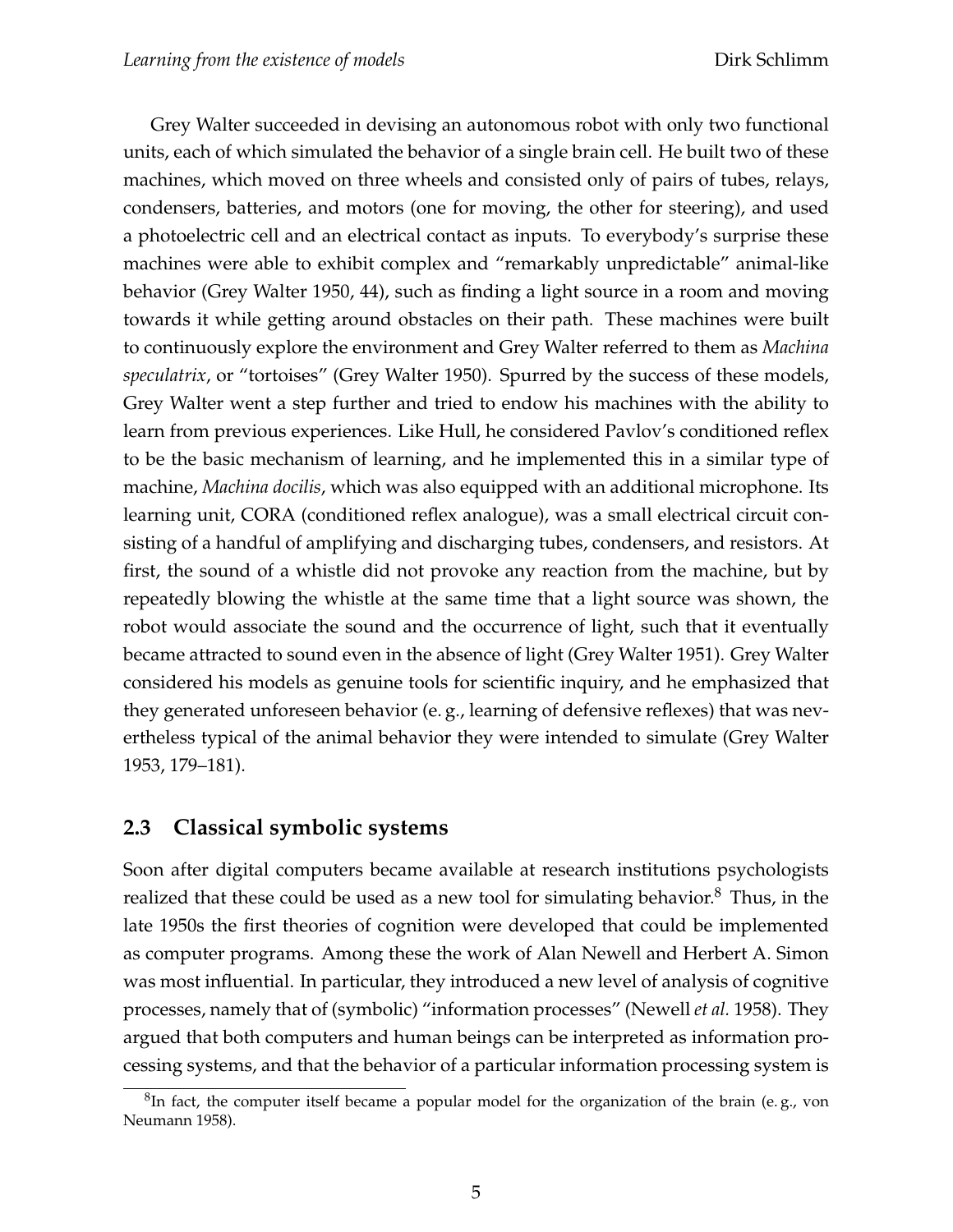Grey Walter succeeded in devising an autonomous robot with only two functional units, each of which simulated the behavior of a single brain cell. He built two of these machines, which moved on three wheels and consisted only of pairs of tubes, relays, condensers, batteries, and motors (one for moving, the other for steering), and used a photoelectric cell and an electrical contact as inputs. To everybody's surprise these machines were able to exhibit complex and "remarkably unpredictable" animal-like behavior (Grey Walter 1950, 44), such as finding a light source in a room and moving towards it while getting around obstacles on their path. These machines were built to continuously explore the environment and Grey Walter referred to them as *Machina speculatrix*, or "tortoises" (Grey Walter 1950). Spurred by the success of these models, Grey Walter went a step further and tried to endow his machines with the ability to learn from previous experiences. Like Hull, he considered Pavlov's conditioned reflex to be the basic mechanism of learning, and he implemented this in a similar type of machine, *Machina docilis*, which was also equipped with an additional microphone. Its learning unit, CORA (conditioned reflex analogue), was a small electrical circuit consisting of a handful of amplifying and discharging tubes, condensers, and resistors. At first, the sound of a whistle did not provoke any reaction from the machine, but by repeatedly blowing the whistle at the same time that a light source was shown, the robot would associate the sound and the occurrence of light, such that it eventually became attracted to sound even in the absence of light (Grey Walter 1951). Grey Walter considered his models as genuine tools for scientific inquiry, and he emphasized that they generated unforeseen behavior (e. g., learning of defensive reflexes) that was nevertheless typical of the animal behavior they were intended to simulate (Grey Walter 1953, 179–181).

## 2.3 Classical symbolic systems

Soon after digital computers became available at research institutions psychologists realized that these could be used as a new tool for simulating behavior.[8] Thus, in the late 1950s the first theories of cognition were developed that could be implemented as computer programs. Among these the work of Alan Newell and Herbert A. Simon was most influential. In particular, they introduced a new level of analysis of cognitive processes, namely that of (symbolic) "information processes" (Newell *et al.* 1958). They argued that both computers and human beings can be interpreted as information processing systems, and that the behavior of a particular information processing system is

[8] In fact, the computer itself became a popular model for the organization of the brain (e. g., von Neumann 1958).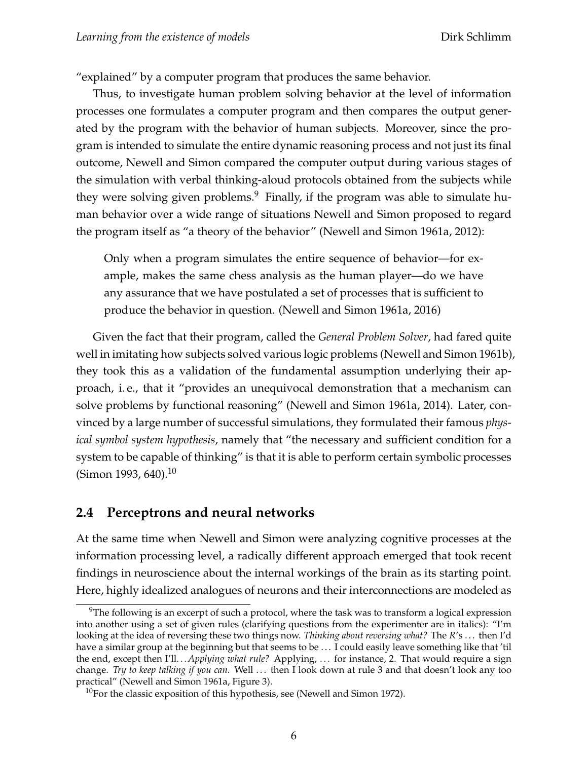"explained" by a computer program that produces the same behavior.

Thus, to investigate human problem solving behavior at the level of information processes one formulates a computer program and then compares the output generated by the program with the behavior of human subjects. Moreover, since the program is intended to simulate the entire dynamic reasoning process and not just its final outcome, Newell and Simon compared the computer output during various stages of the simulation with verbal thinking-aloud protocols obtained from the subjects while they were solving given problems.[9] Finally, if the program was able to simulate human behavior over a wide range of situations Newell and Simon proposed to regard the program itself as "a theory of the behavior" (Newell and Simon 1961a, 2012):

> Only when a program simulates the entire sequence of behavior—for example, makes the same chess analysis as the human player—do we have any assurance that we have postulated a set of processes that is sufficient to produce the behavior in question. (Newell and Simon 1961a, 2016)

Given the fact that their program, called the *General Problem Solver*, had fared quite well in imitating how subjects solved various logic problems (Newell and Simon 1961b), they took this as a validation of the fundamental assumption underlying their approach, i. e., that it "provides an unequivocal demonstration that a mechanism can solve problems by functional reasoning" (Newell and Simon 1961a, 2014). Later, convinced by a large number of successful simulations, they formulated their famous *physical symbol system hypothesis*, namely that "the necessary and sufficient condition for a system to be capable of thinking" is that it is able to perform certain symbolic processes (Simon 1993, 640).[10]

## 2.4 Perceptrons and neural networks

At the same time when Newell and Simon were analyzing cognitive processes at the information processing level, a radically different approach emerged that took recent findings in neuroscience about the internal workings of the brain as its starting point. Here, highly idealized analogues of neurons and their interconnections are modeled as

---

[9] The following is an excerpt of such a protocol, where the task was to transform a logical expression into another using a set of given rules (clarifying questions from the experimenter are in italics): "I'm looking at the idea of reversing these two things now. *Thinking about reversing what?* The *R*'s . . . then I'd have a similar group at the beginning but that seems to be . . . I could easily leave something like that 'til the end, except then I'll. . . *Applying what rule?* Applying, . . . for instance, 2. That would require a sign change. *Try to keep talking if you can.* Well . . . then I look down at rule 3 and that doesn't look any too practical" (Newell and Simon 1961a, Figure 3).

[10] For the classic exposition of this hypothesis, see (Newell and Simon 1972).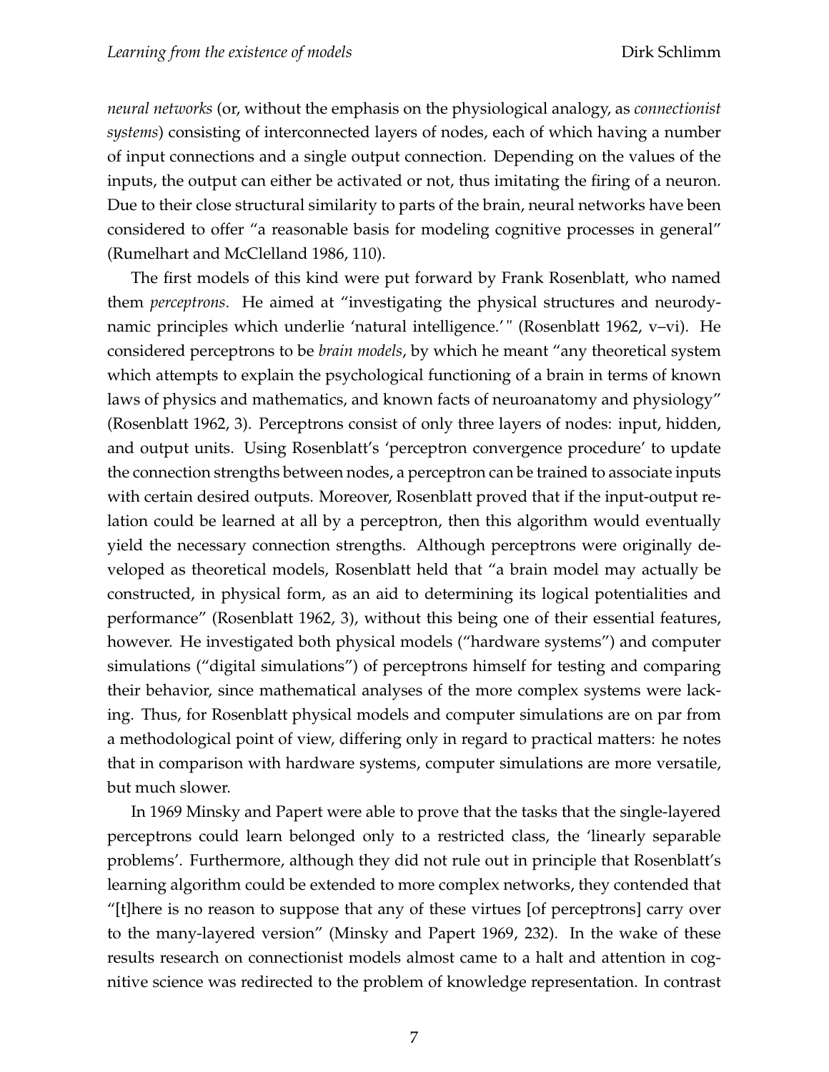*neural networks* (or, without the emphasis on the physiological analogy, as *connectionist systems*) consisting of interconnected layers of nodes, each of which having a number of input connections and a single output connection. Depending on the values of the inputs, the output can either be activated or not, thus imitating the firing of a neuron. Due to their close structural similarity to parts of the brain, neural networks have been considered to offer "a reasonable basis for modeling cognitive processes in general" (Rumelhart and McClelland 1986, 110).

The first models of this kind were put forward by Frank Rosenblatt, who named them *perceptrons*. He aimed at "investigating the physical structures and neurodynamic principles which underlie 'natural intelligence.'" (Rosenblatt 1962, v–vi). He considered perceptrons to be *brain models*, by which he meant "any theoretical system which attempts to explain the psychological functioning of a brain in terms of known laws of physics and mathematics, and known facts of neuroanatomy and physiology" (Rosenblatt 1962, 3). Perceptrons consist of only three layers of nodes: input, hidden, and output units. Using Rosenblatt's 'perceptron convergence procedure' to update the connection strengths between nodes, a perceptron can be trained to associate inputs with certain desired outputs. Moreover, Rosenblatt proved that if the input-output relation could be learned at all by a perceptron, then this algorithm would eventually yield the necessary connection strengths. Although perceptrons were originally developed as theoretical models, Rosenblatt held that "a brain model may actually be constructed, in physical form, as an aid to determining its logical potentialities and performance" (Rosenblatt 1962, 3), without this being one of their essential features, however. He investigated both physical models ("hardware systems") and computer simulations ("digital simulations") of perceptrons himself for testing and comparing their behavior, since mathematical analyses of the more complex systems were lacking. Thus, for Rosenblatt physical models and computer simulations are on par from a methodological point of view, differing only in regard to practical matters: he notes that in comparison with hardware systems, computer simulations are more versatile, but much slower.

In 1969 Minsky and Papert were able to prove that the tasks that the single-layered perceptrons could learn belonged only to a restricted class, the 'linearly separable problems'. Furthermore, although they did not rule out in principle that Rosenblatt's learning algorithm could be extended to more complex networks, they contended that "[t]here is no reason to suppose that any of these virtues [of perceptrons] carry over to the many-layered version" (Minsky and Papert 1969, 232). In the wake of these results research on connectionist models almost came to a halt and attention in cognitive science was redirected to the problem of knowledge representation. In contrast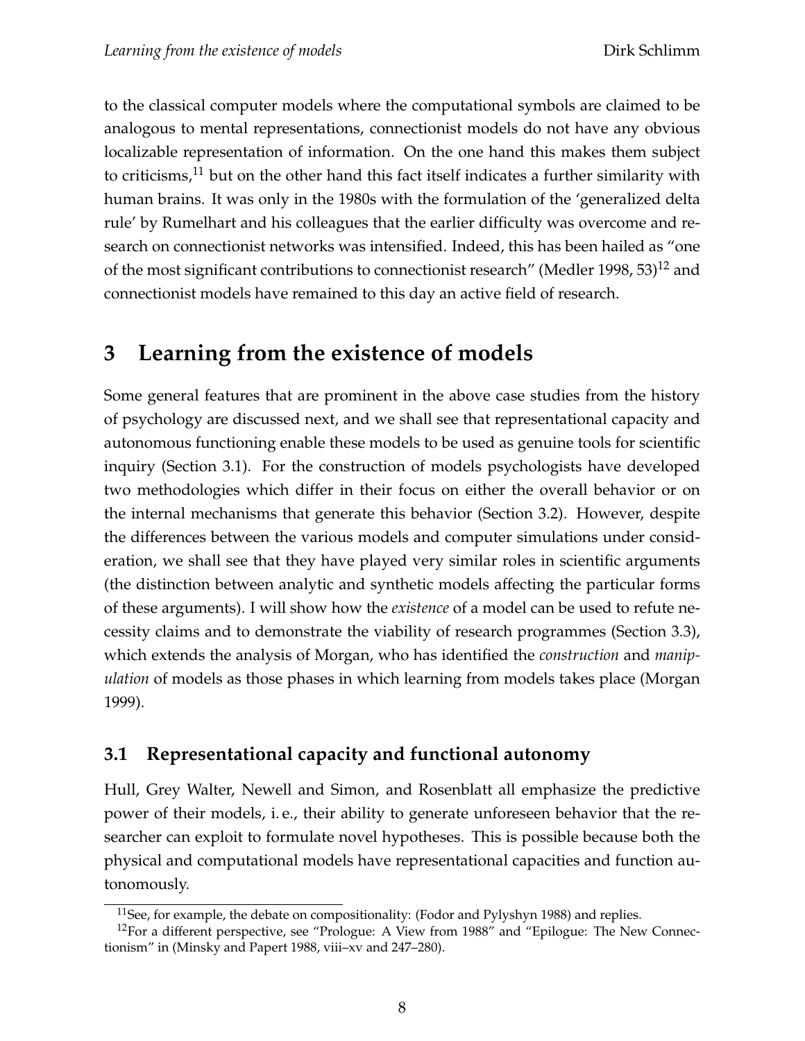to the classical computer models where the computational symbols are claimed to be analogous to mental representations, connectionist models do not have any obvious localizable representation of information. On the one hand this makes them subject to criticisms,[11] but on the other hand this fact itself indicates a further similarity with human brains. It was only in the 1980s with the formulation of the 'generalized delta rule' by Rumelhart and his colleagues that the earlier difficulty was overcome and research on connectionist networks was intensified. Indeed, this has been hailed as "one of the most significant contributions to connectionist research" (Medler 1998, 53)[12] and connectionist models have remained to this day an active field of research.

# 3 Learning from the existence of models

Some general features that are prominent in the above case studies from the history of psychology are discussed next, and we shall see that representational capacity and autonomous functioning enable these models to be used as genuine tools for scientific inquiry (Section 3.1). For the construction of models psychologists have developed two methodologies which differ in their focus on either the overall behavior or on the internal mechanisms that generate this behavior (Section 3.2). However, despite the differences between the various models and computer simulations under consideration, we shall see that they have played very similar roles in scientific arguments (the distinction between analytic and synthetic models affecting the particular forms of these arguments). I will show how the *existence* of a model can be used to refute necessity claims and to demonstrate the viability of research programmes (Section 3.3), which extends the analysis of Morgan, who has identified the *construction* and *manipulation* of models as those phases in which learning from models takes place (Morgan 1999).

## 3.1 Representational capacity and functional autonomy

Hull, Grey Walter, Newell and Simon, and Rosenblatt all emphasize the predictive power of their models, i. e., their ability to generate unforeseen behavior that the researcher can exploit to formulate novel hypotheses. This is possible because both the physical and computational models have representational capacities and function autonomously.

[11] See, for example, the debate on compositionality: (Fodor and Pylyshyn 1988) and replies.

[12] For a different perspective, see "Prologue: A View from 1988" and "Epilogue: The New Connectionism" in (Minsky and Papert 1988, viii–xv and 247–280).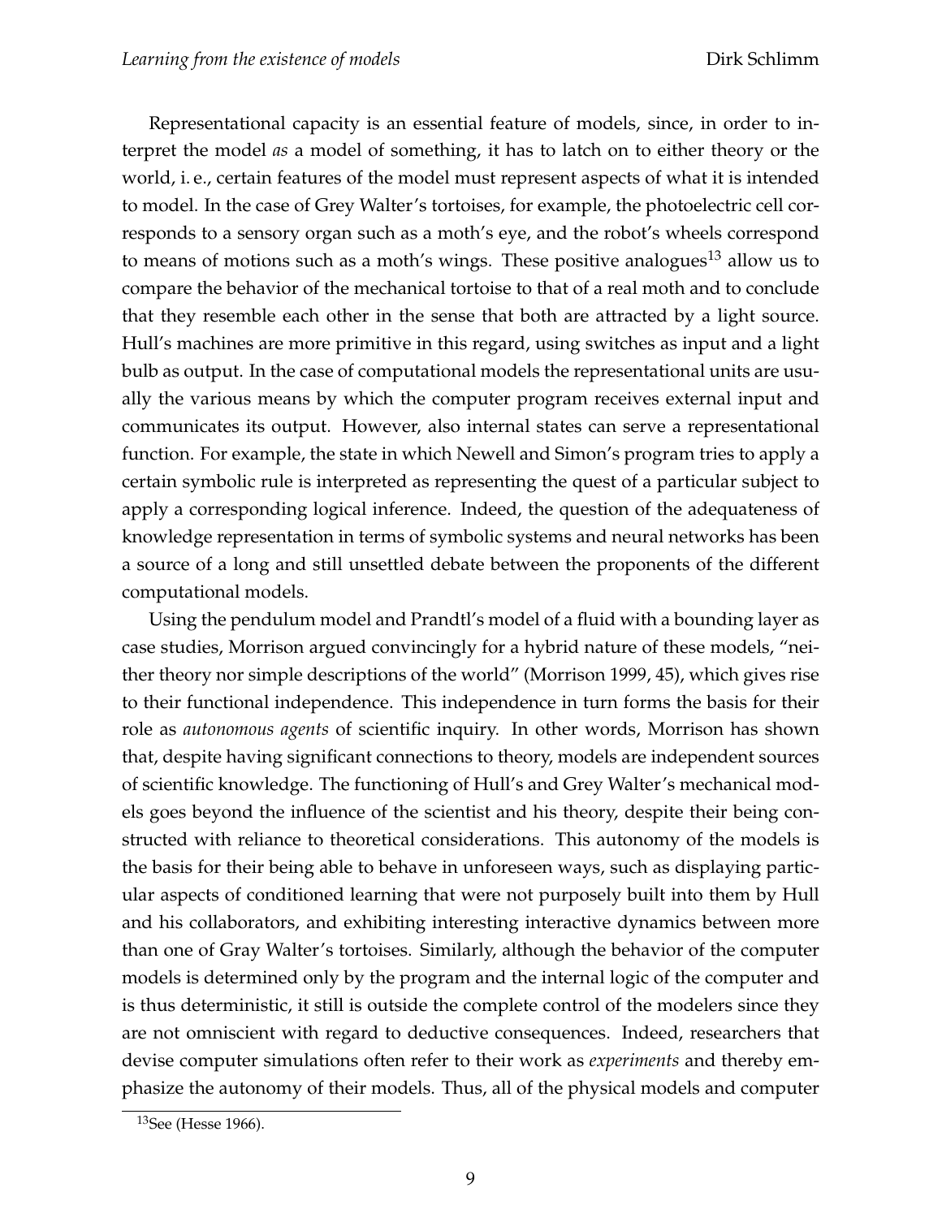Representational capacity is an essential feature of models, since, in order to interpret the model *as* a model of something, it has to latch on to either theory or the world, i. e., certain features of the model must represent aspects of what it is intended to model. In the case of Grey Walter's tortoises, for example, the photoelectric cell corresponds to a sensory organ such as a moth's eye, and the robot's wheels correspond to means of motions such as a moth's wings. These positive analogues[13] allow us to compare the behavior of the mechanical tortoise to that of a real moth and to conclude that they resemble each other in the sense that both are attracted by a light source. Hull's machines are more primitive in this regard, using switches as input and a light bulb as output. In the case of computational models the representational units are usually the various means by which the computer program receives external input and communicates its output. However, also internal states can serve a representational function. For example, the state in which Newell and Simon's program tries to apply a certain symbolic rule is interpreted as representing the quest of a particular subject to apply a corresponding logical inference. Indeed, the question of the adequateness of knowledge representation in terms of symbolic systems and neural networks has been a source of a long and still unsettled debate between the proponents of the different computational models.

Using the pendulum model and Prandtl's model of a fluid with a bounding layer as case studies, Morrison argued convincingly for a hybrid nature of these models, "neither theory nor simple descriptions of the world" (Morrison 1999, 45), which gives rise to their functional independence. This independence in turn forms the basis for their role as *autonomous agents* of scientific inquiry. In other words, Morrison has shown that, despite having significant connections to theory, models are independent sources of scientific knowledge. The functioning of Hull's and Grey Walter's mechanical models goes beyond the influence of the scientist and his theory, despite their being constructed with reliance to theoretical considerations. This autonomy of the models is the basis for their being able to behave in unforeseen ways, such as displaying particular aspects of conditioned learning that were not purposely built into them by Hull and his collaborators, and exhibiting interesting interactive dynamics between more than one of Gray Walter's tortoises. Similarly, although the behavior of the computer models is determined only by the program and the internal logic of the computer and is thus deterministic, it still is outside the complete control of the modelers since they are not omniscient with regard to deductive consequences. Indeed, researchers that devise computer simulations often refer to their work as *experiments* and thereby emphasize the autonomy of their models. Thus, all of the physical models and computer

[13] See (Hesse 1966).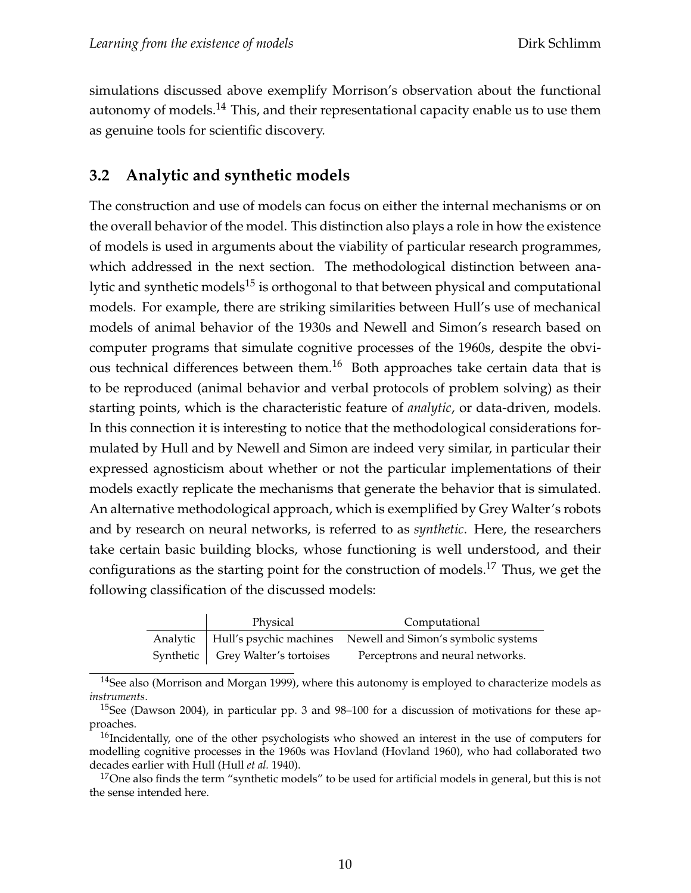simulations discussed above exemplify Morrison's observation about the functional autonomy of models.[14] This, and their representational capacity enable us to use them as genuine tools for scientific discovery.

## 3.2 Analytic and synthetic models

The construction and use of models can focus on either the internal mechanisms or on the overall behavior of the model. This distinction also plays a role in how the existence of models is used in arguments about the viability of particular research programmes, which addressed in the next section. The methodological distinction between analytic and synthetic models[15] is orthogonal to that between physical and computational models. For example, there are striking similarities between Hull's use of mechanical models of animal behavior of the 1930s and Newell and Simon's research based on computer programs that simulate cognitive processes of the 1960s, despite the obvious technical differences between them.[16] Both approaches take certain data that is to be reproduced (animal behavior and verbal protocols of problem solving) as their starting points, which is the characteristic feature of *analytic*, or data-driven, models. In this connection it is interesting to notice that the methodological considerations formulated by Hull and by Newell and Simon are indeed very similar, in particular their expressed agnosticism about whether or not the particular implementations of their models exactly replicate the mechanisms that generate the behavior that is simulated. An alternative methodological approach, which is exemplified by Grey Walter's robots and by research on neural networks, is referred to as *synthetic*. Here, the researchers take certain basic building blocks, whose functioning is well understood, and their configurations as the starting point for the construction of models.[17] Thus, we get the following classification of the discussed models:

| | Physical | Computational |
|---|---|---|
| Analytic | Hull's psychic machines | Newell and Simon's symbolic systems |
| Synthetic | Grey Walter's tortoises | Perceptrons and neural networks. |

[14] See also (Morrison and Morgan 1999), where this autonomy is employed to characterize models as *instruments*.

[15] See (Dawson 2004), in particular pp. 3 and 98–100 for a discussion of motivations for these approaches.

[16] Incidentally, one of the other psychologists who showed an interest in the use of computers for modelling cognitive processes in the 1960s was Hovland (Hovland 1960), who had collaborated two decades earlier with Hull (Hull *et al.* 1940).

[17] One also finds the term "synthetic models" to be used for artificial models in general, but this is not the sense intended here.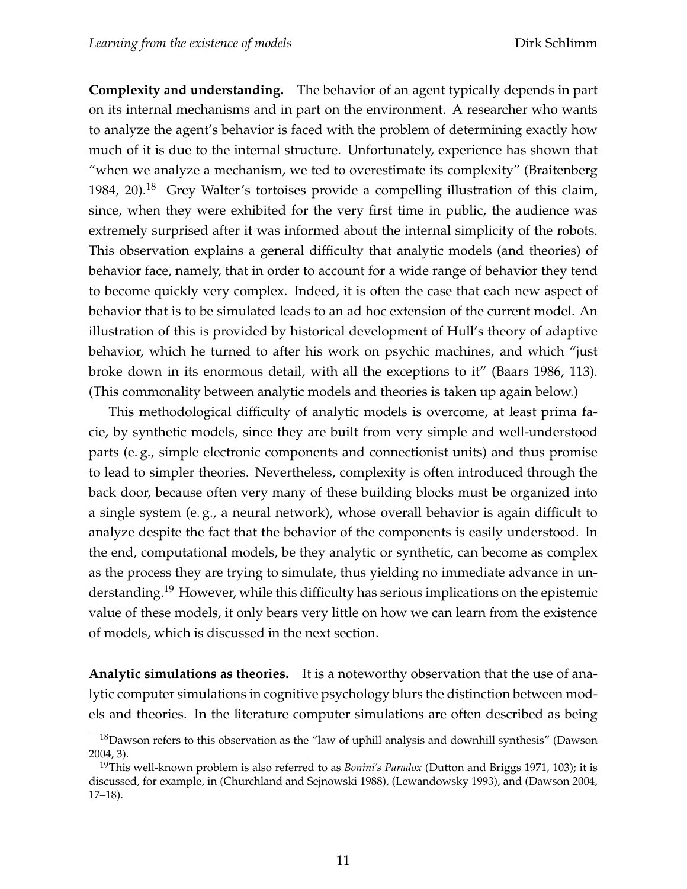**Complexity and understanding.** The behavior of an agent typically depends in part on its internal mechanisms and in part on the environment. A researcher who wants to analyze the agent's behavior is faced with the problem of determining exactly how much of it is due to the internal structure. Unfortunately, experience has shown that "when we analyze a mechanism, we ted to overestimate its complexity" (Braitenberg 1984, 20).[18] Grey Walter's tortoises provide a compelling illustration of this claim, since, when they were exhibited for the very first time in public, the audience was extremely surprised after it was informed about the internal simplicity of the robots. This observation explains a general difficulty that analytic models (and theories) of behavior face, namely, that in order to account for a wide range of behavior they tend to become quickly very complex. Indeed, it is often the case that each new aspect of behavior that is to be simulated leads to an ad hoc extension of the current model. An illustration of this is provided by historical development of Hull's theory of adaptive behavior, which he turned to after his work on psychic machines, and which "just broke down in its enormous detail, with all the exceptions to it" (Baars 1986, 113). (This commonality between analytic models and theories is taken up again below.)

This methodological difficulty of analytic models is overcome, at least prima facie, by synthetic models, since they are built from very simple and well-understood parts (e. g., simple electronic components and connectionist units) and thus promise to lead to simpler theories. Nevertheless, complexity is often introduced through the back door, because often very many of these building blocks must be organized into a single system (e. g., a neural network), whose overall behavior is again difficult to analyze despite the fact that the behavior of the components is easily understood. In the end, computational models, be they analytic or synthetic, can become as complex as the process they are trying to simulate, thus yielding no immediate advance in understanding.[19] However, while this difficulty has serious implications on the epistemic value of these models, it only bears very little on how we can learn from the existence of models, which is discussed in the next section.

**Analytic simulations as theories.** It is a noteworthy observation that the use of analytic computer simulations in cognitive psychology blurs the distinction between models and theories. In the literature computer simulations are often described as being

[18] Dawson refers to this observation as the "law of uphill analysis and downhill synthesis" (Dawson 2004, 3).

[19] This well-known problem is also referred to as *Bonini's Paradox* (Dutton and Briggs 1971, 103); it is discussed, for example, in (Churchland and Sejnowski 1988), (Lewandowsky 1993), and (Dawson 2004, 17–18).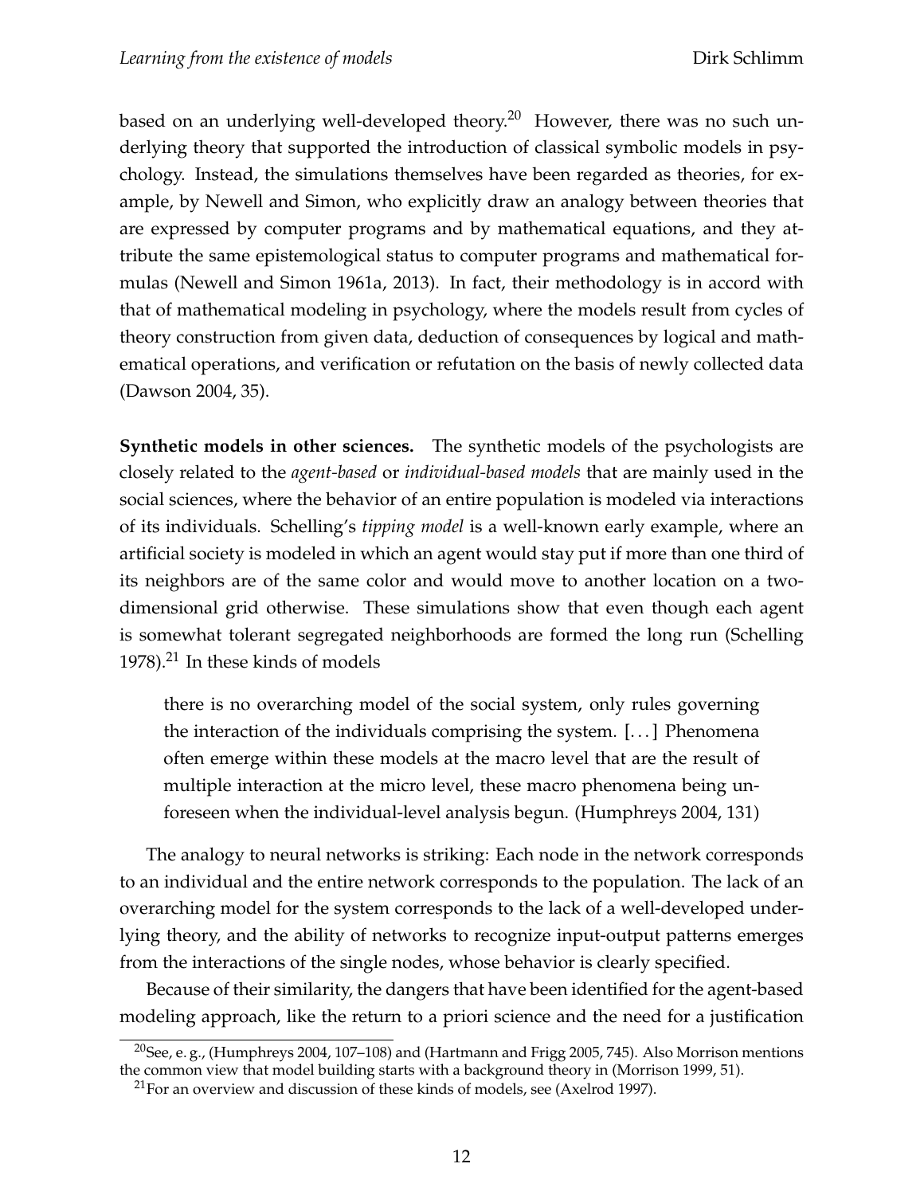based on an underlying well-developed theory.[20] However, there was no such underlying theory that supported the introduction of classical symbolic models in psychology. Instead, the simulations themselves have been regarded as theories, for example, by Newell and Simon, who explicitly draw an analogy between theories that are expressed by computer programs and by mathematical equations, and they attribute the same epistemological status to computer programs and mathematical formulas (Newell and Simon 1961a, 2013). In fact, their methodology is in accord with that of mathematical modeling in psychology, where the models result from cycles of theory construction from given data, deduction of consequences by logical and mathematical operations, and verification or refutation on the basis of newly collected data (Dawson 2004, 35).

**Synthetic models in other sciences.** The synthetic models of the psychologists are closely related to the *agent-based* or *individual-based models* that are mainly used in the social sciences, where the behavior of an entire population is modeled via interactions of its individuals. Schelling's *tipping model* is a well-known early example, where an artificial society is modeled in which an agent would stay put if more than one third of its neighbors are of the same color and would move to another location on a two-dimensional grid otherwise. These simulations show that even though each agent is somewhat tolerant segregated neighborhoods are formed the long run (Schelling 1978).[21] In these kinds of models

> there is no overarching model of the social system, only rules governing the interaction of the individuals comprising the system. [...] Phenomena often emerge within these models at the macro level that are the result of multiple interaction at the micro level, these macro phenomena being unforeseen when the individual-level analysis begun. (Humphreys 2004, 131)

The analogy to neural networks is striking: Each node in the network corresponds to an individual and the entire network corresponds to the population. The lack of an overarching model for the system corresponds to the lack of a well-developed underlying theory, and the ability of networks to recognize input-output patterns emerges from the interactions of the single nodes, whose behavior is clearly specified.

Because of their similarity, the dangers that have been identified for the agent-based modeling approach, like the return to a priori science and the need for a justification

[20] See, e. g., (Humphreys 2004, 107–108) and (Hartmann and Frigg 2005, 745). Also Morrison mentions the common view that model building starts with a background theory in (Morrison 1999, 51).

[21] For an overview and discussion of these kinds of models, see (Axelrod 1997).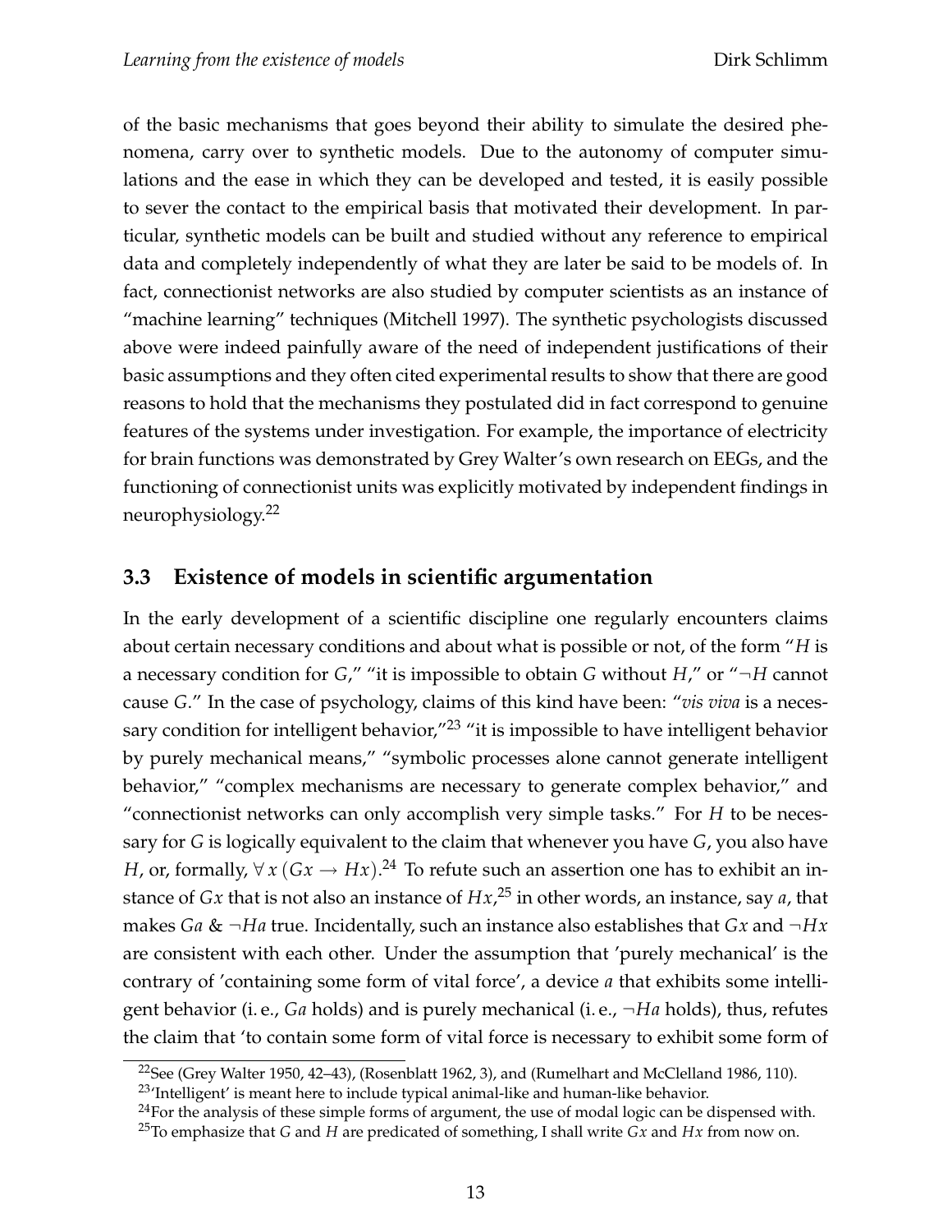of the basic mechanisms that goes beyond their ability to simulate the desired phenomena, carry over to synthetic models. Due to the autonomy of computer simulations and the ease in which they can be developed and tested, it is easily possible to sever the contact to the empirical basis that motivated their development. In particular, synthetic models can be built and studied without any reference to empirical data and completely independently of what they are later be said to be models of. In fact, connectionist networks are also studied by computer scientists as an instance of "machine learning" techniques (Mitchell 1997). The synthetic psychologists discussed above were indeed painfully aware of the need of independent justifications of their basic assumptions and they often cited experimental results to show that there are good reasons to hold that the mechanisms they postulated did in fact correspond to genuine features of the systems under investigation. For example, the importance of electricity for brain functions was demonstrated by Grey Walter's own research on EEGs, and the functioning of connectionist units was explicitly motivated by independent findings in neurophysiology.[22]

### 3.3 Existence of models in scientific argumentation

In the early development of a scientific discipline one regularly encounters claims about certain necessary conditions and about what is possible or not, of the form "$H$ is a necessary condition for $G$," "it is impossible to obtain $G$ without $H$," or "$\neg H$ cannot cause $G$." In the case of psychology, claims of this kind have been: "*vis viva* is a necessary condition for intelligent behavior,"[23] "it is impossible to have intelligent behavior by purely mechanical means," "symbolic processes alone cannot generate intelligent behavior," "complex mechanisms are necessary to generate complex behavior," and "connectionist networks can only accomplish very simple tasks." For $H$ to be necessary for $G$ is logically equivalent to the claim that whenever you have $G$, you also have $H$, or, formally, $\forall x\,(Gx \rightarrow Hx)$.[24] To refute such an assertion one has to exhibit an instance of $Gx$ that is not also an instance of $Hx$,[25] in other words, an instance, say $a$, that makes $Ga$ & $\neg Ha$ true. Incidentally, such an instance also establishes that $Gx$ and $\neg Hx$ are consistent with each other. Under the assumption that 'purely mechanical' is the contrary of 'containing some form of vital force', a device $a$ that exhibits some intelligent behavior (i. e., $Ga$ holds) and is purely mechanical (i. e., $\neg Ha$ holds), thus, refutes the claim that 'to contain some form of vital force is necessary to exhibit some form of

[22] See (Grey Walter 1950, 42–43), (Rosenblatt 1962, 3), and (Rumelhart and McClelland 1986, 110).

[23] 'Intelligent' is meant here to include typical animal-like and human-like behavior.

[24] For the analysis of these simple forms of argument, the use of modal logic can be dispensed with.

[25] To emphasize that $G$ and $H$ are predicated of something, I shall write $Gx$ and $Hx$ from now on.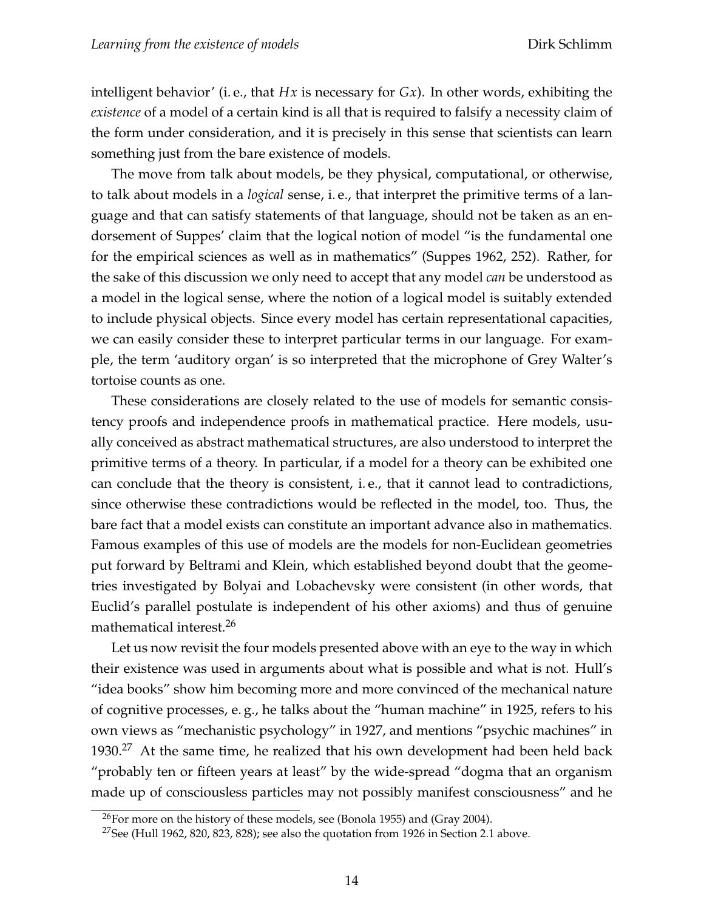intelligent behavior' (i. e., that $Hx$ is necessary for $Gx$). In other words, exhibiting the *existence* of a model of a certain kind is all that is required to falsify a necessity claim of the form under consideration, and it is precisely in this sense that scientists can learn something just from the bare existence of models.

The move from talk about models, be they physical, computational, or otherwise, to talk about models in a *logical* sense, i. e., that interpret the primitive terms of a language and that can satisfy statements of that language, should not be taken as an endorsement of Suppes' claim that the logical notion of model "is the fundamental one for the empirical sciences as well as in mathematics" (Suppes 1962, 252). Rather, for the sake of this discussion we only need to accept that any model *can* be understood as a model in the logical sense, where the notion of a logical model is suitably extended to include physical objects. Since every model has certain representational capacities, we can easily consider these to interpret particular terms in our language. For example, the term 'auditory organ' is so interpreted that the microphone of Grey Walter's tortoise counts as one.

These considerations are closely related to the use of models for semantic consistency proofs and independence proofs in mathematical practice. Here models, usually conceived as abstract mathematical structures, are also understood to interpret the primitive terms of a theory. In particular, if a model for a theory can be exhibited one can conclude that the theory is consistent, i. e., that it cannot lead to contradictions, since otherwise these contradictions would be reflected in the model, too. Thus, the bare fact that a model exists can constitute an important advance also in mathematics. Famous examples of this use of models are the models for non-Euclidean geometries put forward by Beltrami and Klein, which established beyond doubt that the geometries investigated by Bolyai and Lobachevsky were consistent (in other words, that Euclid's parallel postulate is independent of his other axioms) and thus of genuine mathematical interest.[26]

Let us now revisit the four models presented above with an eye to the way in which their existence was used in arguments about what is possible and what is not. Hull's "idea books" show him becoming more and more convinced of the mechanical nature of cognitive processes, e. g., he talks about the "human machine" in 1925, refers to his own views as "mechanistic psychology" in 1927, and mentions "psychic machines" in 1930.[27] At the same time, he realized that his own development had been held back "probably ten or fifteen years at least" by the wide-spread "dogma that an organism made up of consciousless particles may not possibly manifest consciousness" and he

[26] For more on the history of these models, see (Bonola 1955) and (Gray 2004).

[27] See (Hull 1962, 820, 823, 828); see also the quotation from 1926 in Section 2.1 above.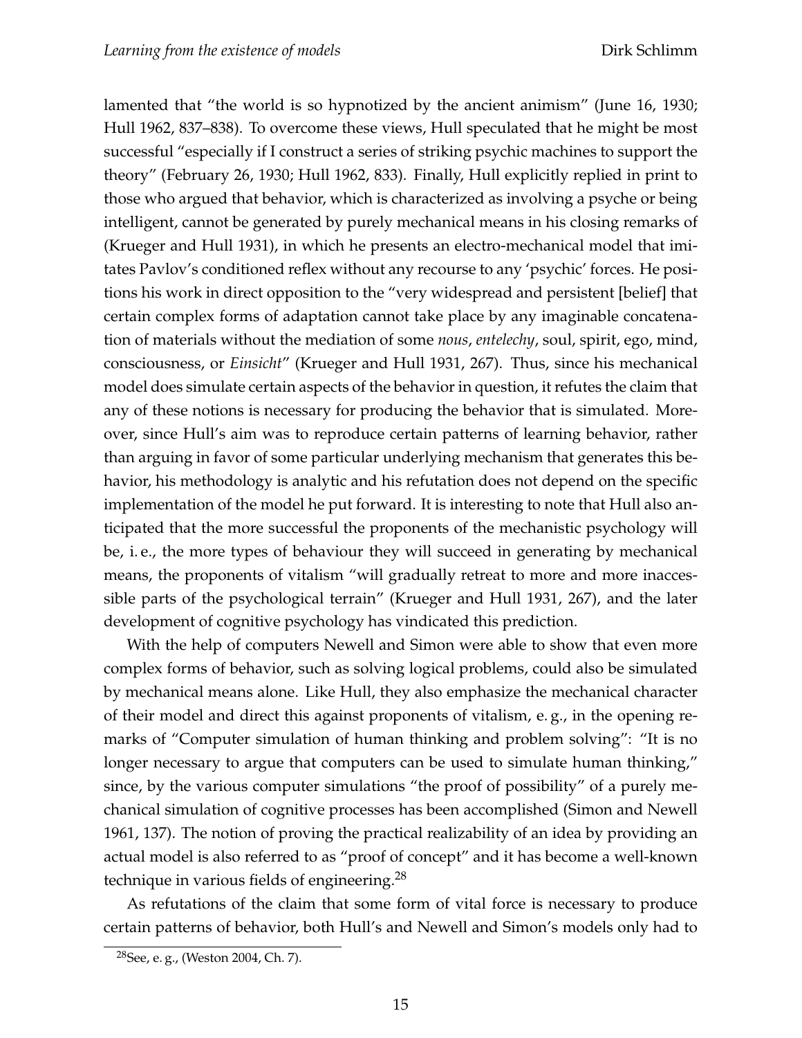lamented that "the world is so hypnotized by the ancient animism" (June 16, 1930; Hull 1962, 837–838). To overcome these views, Hull speculated that he might be most successful "especially if I construct a series of striking psychic machines to support the theory" (February 26, 1930; Hull 1962, 833). Finally, Hull explicitly replied in print to those who argued that behavior, which is characterized as involving a psyche or being intelligent, cannot be generated by purely mechanical means in his closing remarks of (Krueger and Hull 1931), in which he presents an electro-mechanical model that imitates Pavlov's conditioned reflex without any recourse to any 'psychic' forces. He positions his work in direct opposition to the "very widespread and persistent [belief] that certain complex forms of adaptation cannot take place by any imaginable concatenation of materials without the mediation of some *nous*, *entelechy*, soul, spirit, ego, mind, consciousness, or *Einsicht*" (Krueger and Hull 1931, 267). Thus, since his mechanical model does simulate certain aspects of the behavior in question, it refutes the claim that any of these notions is necessary for producing the behavior that is simulated. Moreover, since Hull's aim was to reproduce certain patterns of learning behavior, rather than arguing in favor of some particular underlying mechanism that generates this behavior, his methodology is analytic and his refutation does not depend on the specific implementation of the model he put forward. It is interesting to note that Hull also anticipated that the more successful the proponents of the mechanistic psychology will be, i. e., the more types of behaviour they will succeed in generating by mechanical means, the proponents of vitalism "will gradually retreat to more and more inaccessible parts of the psychological terrain" (Krueger and Hull 1931, 267), and the later development of cognitive psychology has vindicated this prediction.

With the help of computers Newell and Simon were able to show that even more complex forms of behavior, such as solving logical problems, could also be simulated by mechanical means alone. Like Hull, they also emphasize the mechanical character of their model and direct this against proponents of vitalism, e. g., in the opening remarks of "Computer simulation of human thinking and problem solving": "It is no longer necessary to argue that computers can be used to simulate human thinking," since, by the various computer simulations "the proof of possibility" of a purely mechanical simulation of cognitive processes has been accomplished (Simon and Newell 1961, 137). The notion of proving the practical realizability of an idea by providing an actual model is also referred to as "proof of concept" and it has become a well-known technique in various fields of engineering.[28]

As refutations of the claim that some form of vital force is necessary to produce certain patterns of behavior, both Hull's and Newell and Simon's models only had to

[28] See, e. g., (Weston 2004, Ch. 7).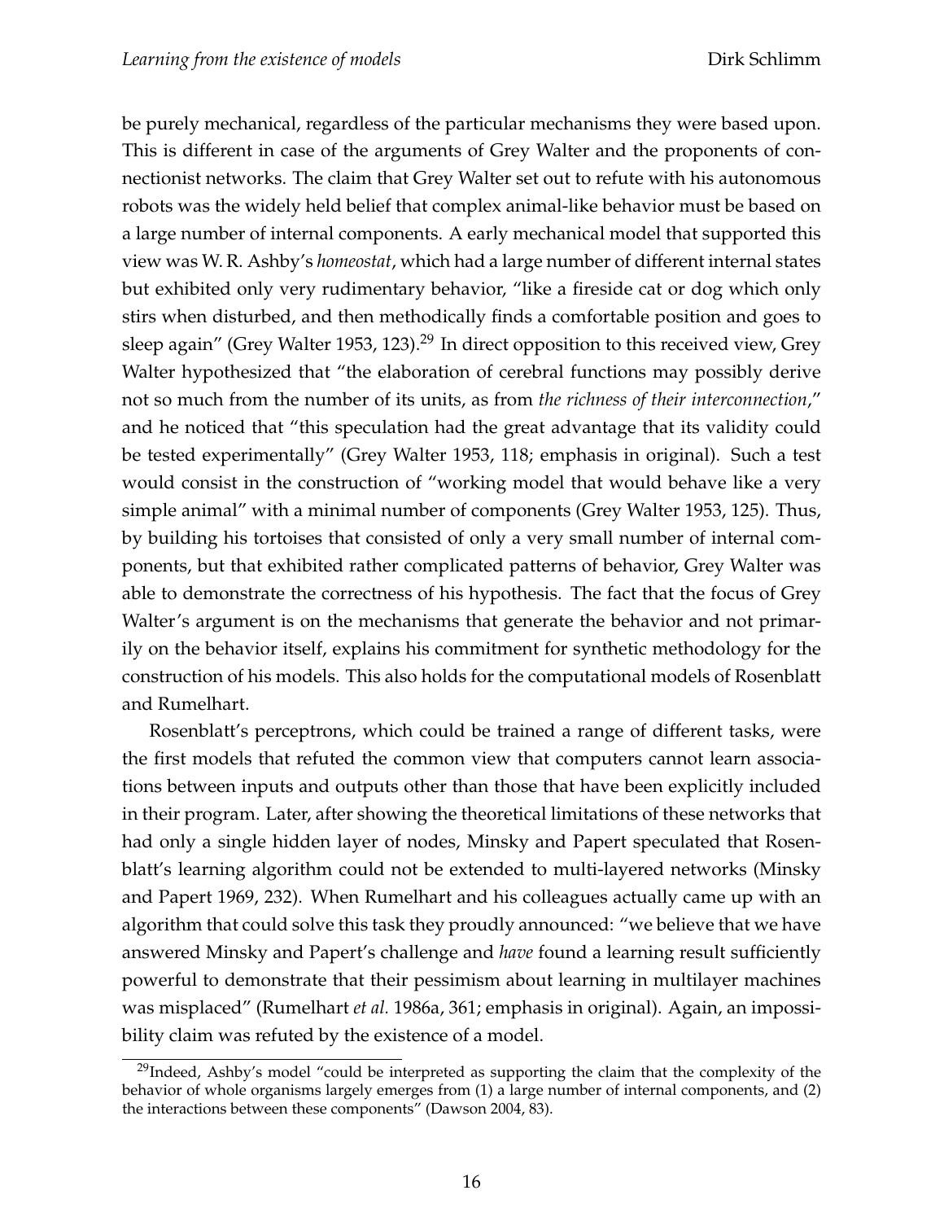be purely mechanical, regardless of the particular mechanisms they were based upon. This is different in case of the arguments of Grey Walter and the proponents of connectionist networks. The claim that Grey Walter set out to refute with his autonomous robots was the widely held belief that complex animal-like behavior must be based on a large number of internal components. A early mechanical model that supported this view was W. R. Ashby's *homeostat*, which had a large number of different internal states but exhibited only very rudimentary behavior, "like a fireside cat or dog which only stirs when disturbed, and then methodically finds a comfortable position and goes to sleep again" (Grey Walter 1953, 123).[29] In direct opposition to this received view, Grey Walter hypothesized that "the elaboration of cerebral functions may possibly derive not so much from the number of its units, as from *the richness of their interconnection*," and he noticed that "this speculation had the great advantage that its validity could be tested experimentally" (Grey Walter 1953, 118; emphasis in original). Such a test would consist in the construction of "working model that would behave like a very simple animal" with a minimal number of components (Grey Walter 1953, 125). Thus, by building his tortoises that consisted of only a very small number of internal components, but that exhibited rather complicated patterns of behavior, Grey Walter was able to demonstrate the correctness of his hypothesis. The fact that the focus of Grey Walter's argument is on the mechanisms that generate the behavior and not primarily on the behavior itself, explains his commitment for synthetic methodology for the construction of his models. This also holds for the computational models of Rosenblatt and Rumelhart.

Rosenblatt's perceptrons, which could be trained a range of different tasks, were the first models that refuted the common view that computers cannot learn associations between inputs and outputs other than those that have been explicitly included in their program. Later, after showing the theoretical limitations of these networks that had only a single hidden layer of nodes, Minsky and Papert speculated that Rosenblatt's learning algorithm could not be extended to multi-layered networks (Minsky and Papert 1969, 232). When Rumelhart and his colleagues actually came up with an algorithm that could solve this task they proudly announced: "we believe that we have answered Minsky and Papert's challenge and *have* found a learning result sufficiently powerful to demonstrate that their pessimism about learning in multilayer machines was misplaced" (Rumelhart *et al.* 1986a, 361; emphasis in original). Again, an impossibility claim was refuted by the existence of a model.

[29] Indeed, Ashby's model "could be interpreted as supporting the claim that the complexity of the behavior of whole organisms largely emerges from (1) a large number of internal components, and (2) the interactions between these components" (Dawson 2004, 83).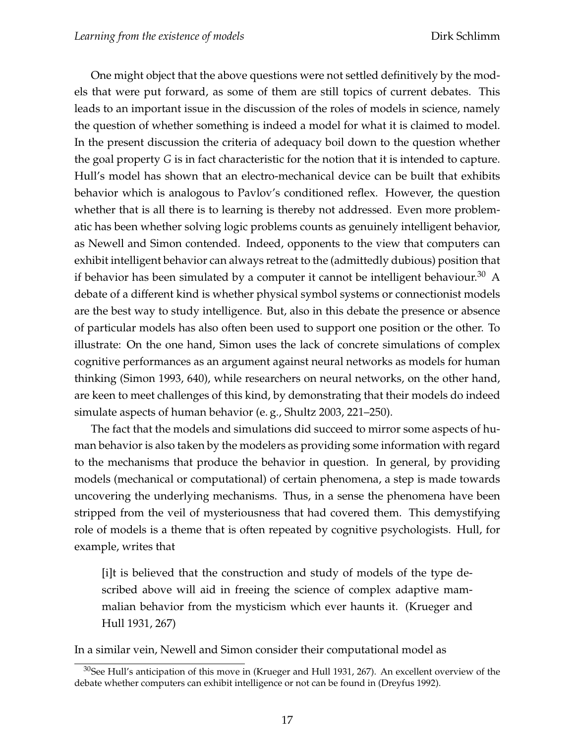One might object that the above questions were not settled definitively by the models that were put forward, as some of them are still topics of current debates. This leads to an important issue in the discussion of the roles of models in science, namely the question of whether something is indeed a model for what it is claimed to model. In the present discussion the criteria of adequacy boil down to the question whether the goal property $G$ is in fact characteristic for the notion that it is intended to capture. Hull's model has shown that an electro-mechanical device can be built that exhibits behavior which is analogous to Pavlov's conditioned reflex. However, the question whether that is all there is to learning is thereby not addressed. Even more problematic has been whether solving logic problems counts as genuinely intelligent behavior, as Newell and Simon contended. Indeed, opponents to the view that computers can exhibit intelligent behavior can always retreat to the (admittedly dubious) position that if behavior has been simulated by a computer it cannot be intelligent behaviour.[30] A debate of a different kind is whether physical symbol systems or connectionist models are the best way to study intelligence. But, also in this debate the presence or absence of particular models has also often been used to support one position or the other. To illustrate: On the one hand, Simon uses the lack of concrete simulations of complex cognitive performances as an argument against neural networks as models for human thinking (Simon 1993, 640), while researchers on neural networks, on the other hand, are keen to meet challenges of this kind, by demonstrating that their models do indeed simulate aspects of human behavior (e. g., Shultz 2003, 221–250).

The fact that the models and simulations did succeed to mirror some aspects of human behavior is also taken by the modelers as providing some information with regard to the mechanisms that produce the behavior in question. In general, by providing models (mechanical or computational) of certain phenomena, a step is made towards uncovering the underlying mechanisms. Thus, in a sense the phenomena have been stripped from the veil of mysteriousness that had covered them. This demystifying role of models is a theme that is often repeated by cognitive psychologists. Hull, for example, writes that

> [i]t is believed that the construction and study of models of the type described above will aid in freeing the science of complex adaptive mammalian behavior from the mysticism which ever haunts it. (Krueger and Hull 1931, 267)

In a similar vein, Newell and Simon consider their computational model as

[30] See Hull's anticipation of this move in (Krueger and Hull 1931, 267). An excellent overview of the debate whether computers can exhibit intelligence or not can be found in (Dreyfus 1992).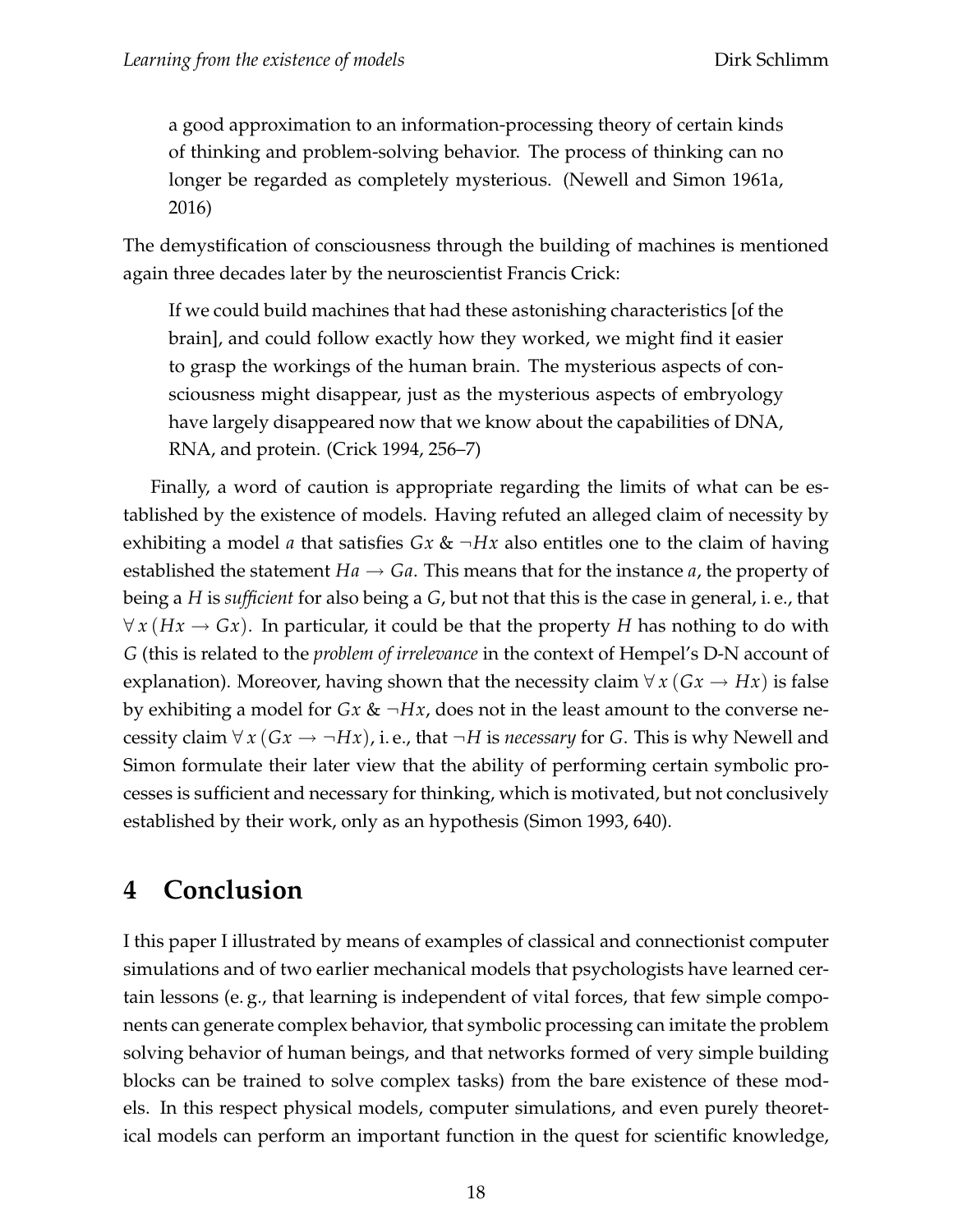> a good approximation to an information-processing theory of certain kinds of thinking and problem-solving behavior. The process of thinking can no longer be regarded as completely mysterious. (Newell and Simon 1961a, 2016)

The demystification of consciousness through the building of machines is mentioned again three decades later by the neuroscientist Francis Crick:

> If we could build machines that had these astonishing characteristics [of the brain], and could follow exactly how they worked, we might find it easier to grasp the workings of the human brain. The mysterious aspects of consciousness might disappear, just as the mysterious aspects of embryology have largely disappeared now that we know about the capabilities of DNA, RNA, and protein. (Crick 1994, 256–7)

Finally, a word of caution is appropriate regarding the limits of what can be established by the existence of models. Having refuted an alleged claim of necessity by exhibiting a model $a$ that satisfies $Gx$ & $\neg Hx$ also entitles one to the claim of having established the statement $Ha \rightarrow Ga$. This means that for the instance $a$, the property of being a $H$ is *sufficient* for also being a $G$, but not that this is the case in general, i. e., that $\forall x\,(Hx \rightarrow Gx)$. In particular, it could be that the property $H$ has nothing to do with $G$ (this is related to the *problem of irrelevance* in the context of Hempel's D-N account of explanation). Moreover, having shown that the necessity claim $\forall x\,(Gx \rightarrow Hx)$ is false by exhibiting a model for $Gx$ & $\neg Hx$, does not in the least amount to the converse necessity claim $\forall x\,(Gx \rightarrow \neg Hx)$, i. e., that $\neg H$ is *necessary* for $G$. This is why Newell and Simon formulate their later view that the ability of performing certain symbolic processes is sufficient and necessary for thinking, which is motivated, but not conclusively established by their work, only as an hypothesis (Simon 1993, 640).

# 4 Conclusion

I this paper I illustrated by means of examples of classical and connectionist computer simulations and of two earlier mechanical models that psychologists have learned certain lessons (e. g., that learning is independent of vital forces, that few simple components can generate complex behavior, that symbolic processing can imitate the problem solving behavior of human beings, and that networks formed of very simple building blocks can be trained to solve complex tasks) from the bare existence of these models. In this respect physical models, computer simulations, and even purely theoretical models can perform an important function in the quest for scientific knowledge,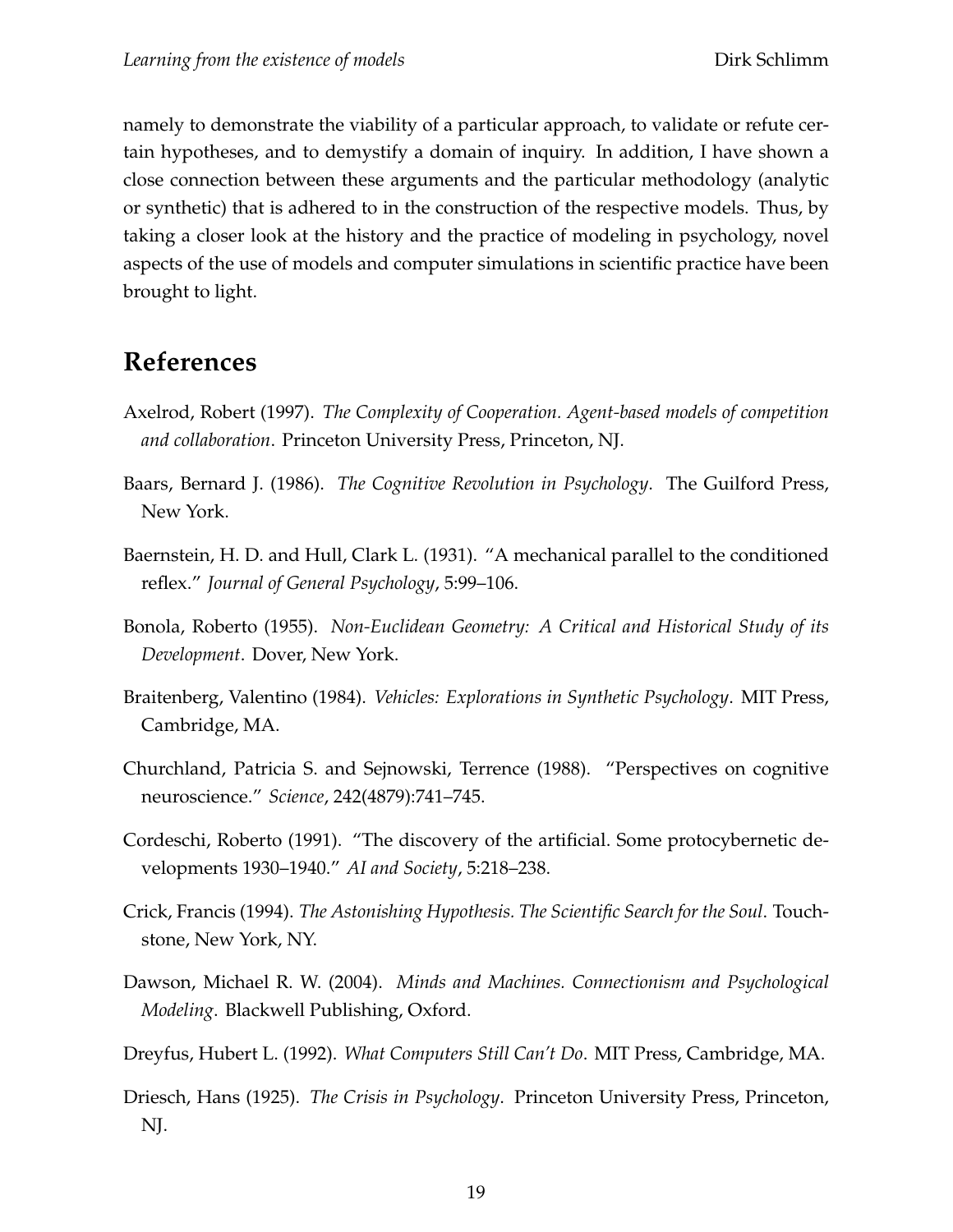namely to demonstrate the viability of a particular approach, to validate or refute certain hypotheses, and to demystify a domain of inquiry. In addition, I have shown a close connection between these arguments and the particular methodology (analytic or synthetic) that is adhered to in the construction of the respective models. Thus, by taking a closer look at the history and the practice of modeling in psychology, novel aspects of the use of models and computer simulations in scientific practice have been brought to light.

## References

Axelrod, Robert (1997). *The Complexity of Cooperation. Agent-based models of competition and collaboration*. Princeton University Press, Princeton, NJ.

Baars, Bernard J. (1986). *The Cognitive Revolution in Psychology*. The Guilford Press, New York.

Baernstein, H. D. and Hull, Clark L. (1931). "A mechanical parallel to the conditioned reflex." *Journal of General Psychology*, 5:99–106.

Bonola, Roberto (1955). *Non-Euclidean Geometry: A Critical and Historical Study of its Development*. Dover, New York.

Braitenberg, Valentino (1984). *Vehicles: Explorations in Synthetic Psychology*. MIT Press, Cambridge, MA.

Churchland, Patricia S. and Sejnowski, Terrence (1988). "Perspectives on cognitive neuroscience." *Science*, 242(4879):741–745.

Cordeschi, Roberto (1991). "The discovery of the artificial. Some protocybernetic developments 1930–1940." *AI and Society*, 5:218–238.

Crick, Francis (1994). *The Astonishing Hypothesis. The Scientific Search for the Soul*. Touchstone, New York, NY.

Dawson, Michael R. W. (2004). *Minds and Machines. Connectionism and Psychological Modeling*. Blackwell Publishing, Oxford.

Dreyfus, Hubert L. (1992). *What Computers Still Can't Do*. MIT Press, Cambridge, MA.

Driesch, Hans (1925). *The Crisis in Psychology*. Princeton University Press, Princeton, NJ.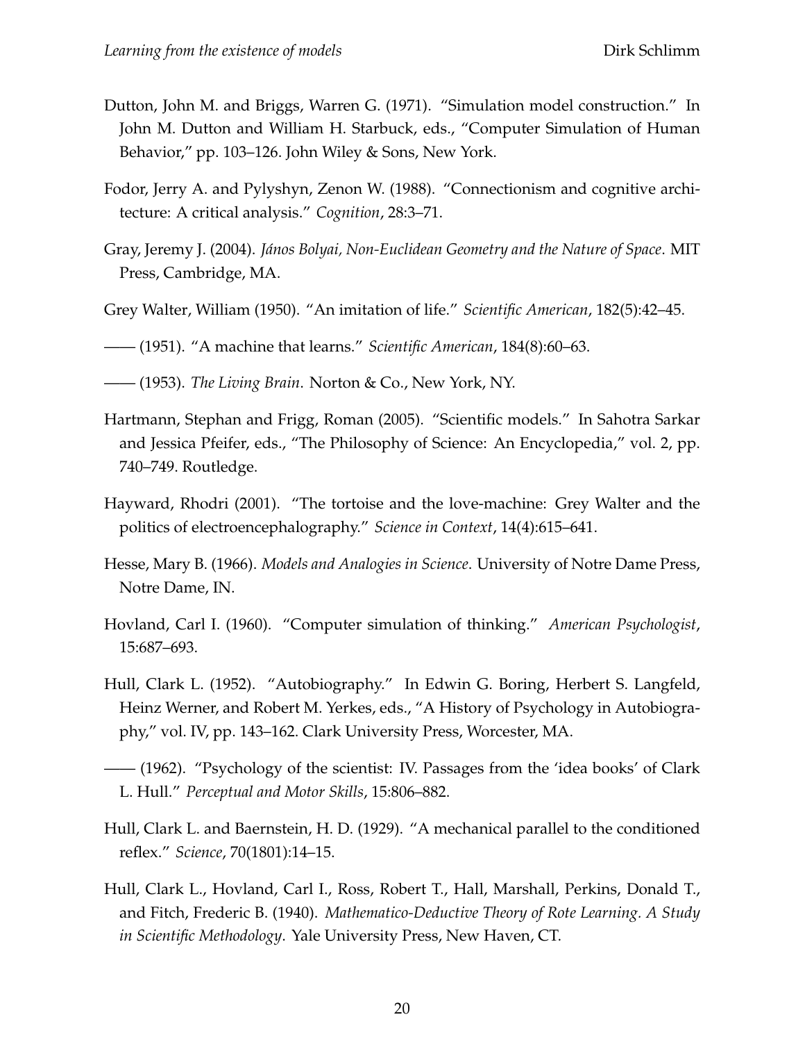Dutton, John M. and Briggs, Warren G. (1971). "Simulation model construction." In John M. Dutton and William H. Starbuck, eds., "Computer Simulation of Human Behavior," pp. 103–126. John Wiley & Sons, New York.

Fodor, Jerry A. and Pylyshyn, Zenon W. (1988). "Connectionism and cognitive architecture: A critical analysis." *Cognition*, 28:3–71.

Gray, Jeremy J. (2004). *János Bolyai, Non-Euclidean Geometry and the Nature of Space*. MIT Press, Cambridge, MA.

Grey Walter, William (1950). "An imitation of life." *Scientific American*, 182(5):42–45.

—— (1951). "A machine that learns." *Scientific American*, 184(8):60–63.

—— (1953). *The Living Brain*. Norton & Co., New York, NY.

Hartmann, Stephan and Frigg, Roman (2005). "Scientific models." In Sahotra Sarkar and Jessica Pfeifer, eds., "The Philosophy of Science: An Encyclopedia," vol. 2, pp. 740–749. Routledge.

Hayward, Rhodri (2001). "The tortoise and the love-machine: Grey Walter and the politics of electroencephalography." *Science in Context*, 14(4):615–641.

Hesse, Mary B. (1966). *Models and Analogies in Science*. University of Notre Dame Press, Notre Dame, IN.

Hovland, Carl I. (1960). "Computer simulation of thinking." *American Psychologist*, 15:687–693.

Hull, Clark L. (1952). "Autobiography." In Edwin G. Boring, Herbert S. Langfeld, Heinz Werner, and Robert M. Yerkes, eds., "A History of Psychology in Autobiography," vol. IV, pp. 143–162. Clark University Press, Worcester, MA.

—— (1962). "Psychology of the scientist: IV. Passages from the 'idea books' of Clark L. Hull." *Perceptual and Motor Skills*, 15:806–882.

Hull, Clark L. and Baernstein, H. D. (1929). "A mechanical parallel to the conditioned reflex." *Science*, 70(1801):14–15.

Hull, Clark L., Hovland, Carl I., Ross, Robert T., Hall, Marshall, Perkins, Donald T., and Fitch, Frederic B. (1940). *Mathematico-Deductive Theory of Rote Learning. A Study in Scientific Methodology*. Yale University Press, New Haven, CT.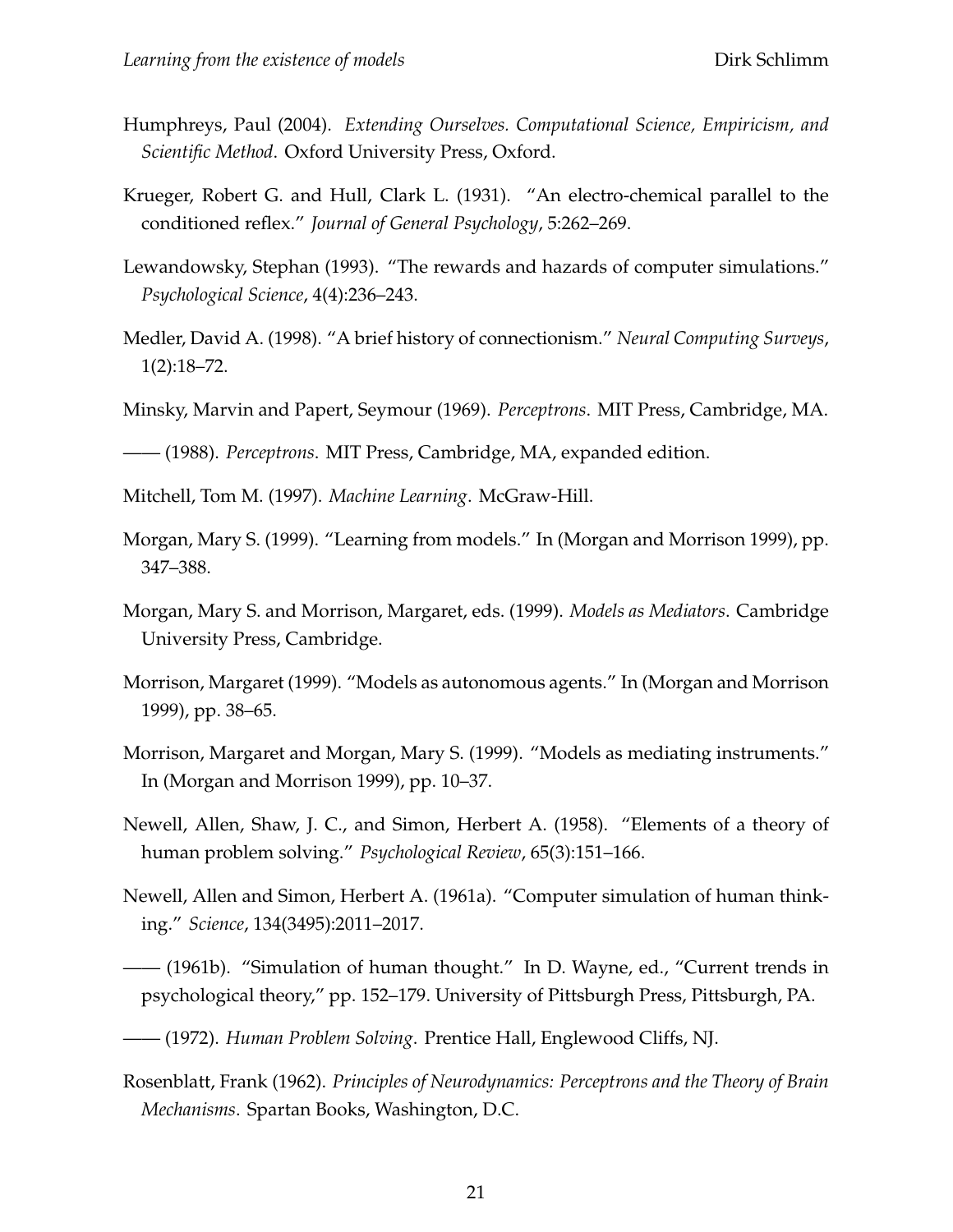Humphreys, Paul (2004). *Extending Ourselves. Computational Science, Empiricism, and Scientific Method*. Oxford University Press, Oxford.

Krueger, Robert G. and Hull, Clark L. (1931). "An electro-chemical parallel to the conditioned reflex." *Journal of General Psychology*, 5:262–269.

Lewandowsky, Stephan (1993). "The rewards and hazards of computer simulations." *Psychological Science*, 4(4):236–243.

Medler, David A. (1998). "A brief history of connectionism." *Neural Computing Surveys*, 1(2):18–72.

Minsky, Marvin and Papert, Seymour (1969). *Perceptrons*. MIT Press, Cambridge, MA.

—— (1988). *Perceptrons*. MIT Press, Cambridge, MA, expanded edition.

Mitchell, Tom M. (1997). *Machine Learning*. McGraw-Hill.

Morgan, Mary S. (1999). "Learning from models." In (Morgan and Morrison 1999), pp. 347–388.

Morgan, Mary S. and Morrison, Margaret, eds. (1999). *Models as Mediators*. Cambridge University Press, Cambridge.

Morrison, Margaret (1999). "Models as autonomous agents." In (Morgan and Morrison 1999), pp. 38–65.

Morrison, Margaret and Morgan, Mary S. (1999). "Models as mediating instruments." In (Morgan and Morrison 1999), pp. 10–37.

Newell, Allen, Shaw, J. C., and Simon, Herbert A. (1958). "Elements of a theory of human problem solving." *Psychological Review*, 65(3):151–166.

Newell, Allen and Simon, Herbert A. (1961a). "Computer simulation of human thinking." *Science*, 134(3495):2011–2017.

—— (1961b). "Simulation of human thought." In D. Wayne, ed., "Current trends in psychological theory," pp. 152–179. University of Pittsburgh Press, Pittsburgh, PA.

—— (1972). *Human Problem Solving*. Prentice Hall, Englewood Cliffs, NJ.

Rosenblatt, Frank (1962). *Principles of Neurodynamics: Perceptrons and the Theory of Brain Mechanisms*. Spartan Books, Washington, D.C.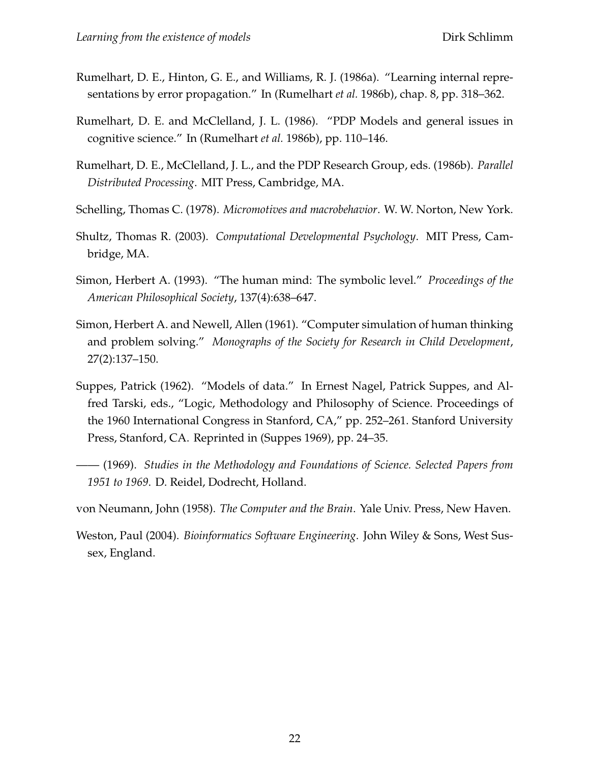Rumelhart, D. E., Hinton, G. E., and Williams, R. J. (1986a). "Learning internal representations by error propagation." In (Rumelhart *et al.* 1986b), chap. 8, pp. 318–362.

Rumelhart, D. E. and McClelland, J. L. (1986). "PDP Models and general issues in cognitive science." In (Rumelhart *et al.* 1986b), pp. 110–146.

Rumelhart, D. E., McClelland, J. L., and the PDP Research Group, eds. (1986b). *Parallel Distributed Processing*. MIT Press, Cambridge, MA.

Schelling, Thomas C. (1978). *Micromotives and macrobehavior*. W. W. Norton, New York.

Shultz, Thomas R. (2003). *Computational Developmental Psychology*. MIT Press, Cambridge, MA.

Simon, Herbert A. (1993). "The human mind: The symbolic level." *Proceedings of the American Philosophical Society*, 137(4):638–647.

Simon, Herbert A. and Newell, Allen (1961). "Computer simulation of human thinking and problem solving." *Monographs of the Society for Research in Child Development*, 27(2):137–150.

Suppes, Patrick (1962). "Models of data." In Ernest Nagel, Patrick Suppes, and Alfred Tarski, eds., "Logic, Methodology and Philosophy of Science. Proceedings of the 1960 International Congress in Stanford, CA," pp. 252–261. Stanford University Press, Stanford, CA. Reprinted in (Suppes 1969), pp. 24–35.

—— (1969). *Studies in the Methodology and Foundations of Science. Selected Papers from 1951 to 1969*. D. Reidel, Dodrecht, Holland.

von Neumann, John (1958). *The Computer and the Brain*. Yale Univ. Press, New Haven.

Weston, Paul (2004). *Bioinformatics Software Engineering*. John Wiley & Sons, West Sussex, England.